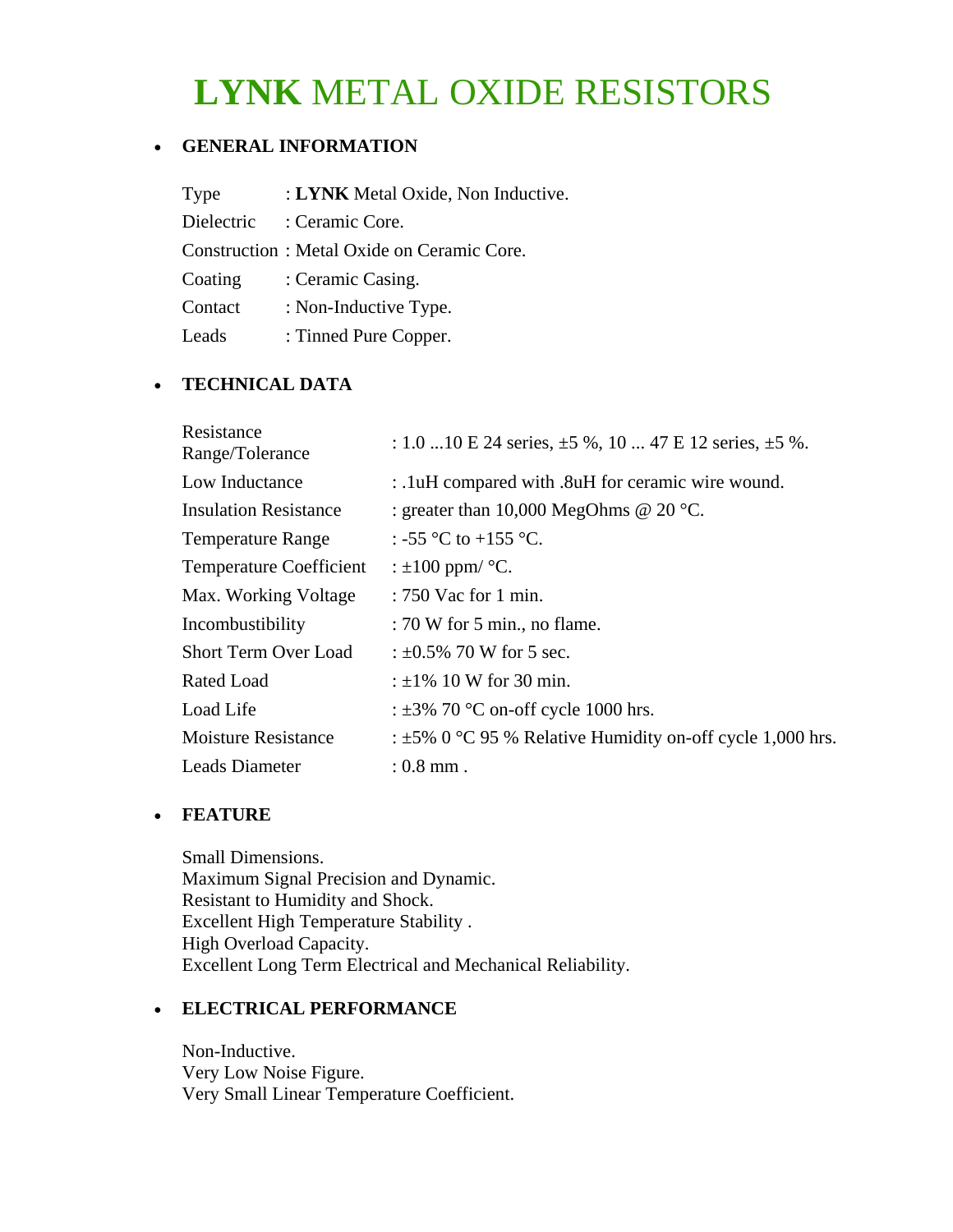# **LYNK** METAL OXIDE RESISTORS

- **GENERAL INFORMATION**

| | |
|---|---|
| Type | : **LYNK** Metal Oxide, Non Inductive. |
| Dielectric | : Ceramic Core. |
| Construction | : Metal Oxide on Ceramic Core. |
| Coating | : Ceramic Casing. |
| Contact | : Non-Inductive Type. |
| Leads | : Tinned Pure Copper. |

- **TECHNICAL DATA**

| | |
|---|---|
| Resistance Range/Tolerance | : 1.0 ...10 E 24 series, ±5 %, 10 ... 47 E 12 series, ±5 %. |
| Low Inductance | : .1uH compared with .8uH for ceramic wire wound. |
| Insulation Resistance | : greater than 10,000 MegOhms @ 20 °C. |
| Temperature Range | : -55 °C to +155 °C. |
| Temperature Coefficient | : ±100 ppm/ °C. |
| Max. Working Voltage | : 750 Vac for 1 min. |
| Incombustibility | : 70 W for 5 min., no flame. |
| Short Term Over Load | : ±0.5% 70 W for 5 sec. |
| Rated Load | : ±1% 10 W for 30 min. |
| Load Life | : ±3% 70 °C on-off cycle 1000 hrs. |
| Moisture Resistance | : ±5% 0 °C 95 % Relative Humidity on-off cycle 1,000 hrs. |
| Leads Diameter | : 0.8 mm . |

- **FEATURE**

Small Dimensions.
Maximum Signal Precision and Dynamic.
Resistant to Humidity and Shock.
Excellent High Temperature Stability .
High Overload Capacity.
Excellent Long Term Electrical and Mechanical Reliability.

- **ELECTRICAL PERFORMANCE**

Non-Inductive.
Very Low Noise Figure.
Very Small Linear Temperature Coefficient.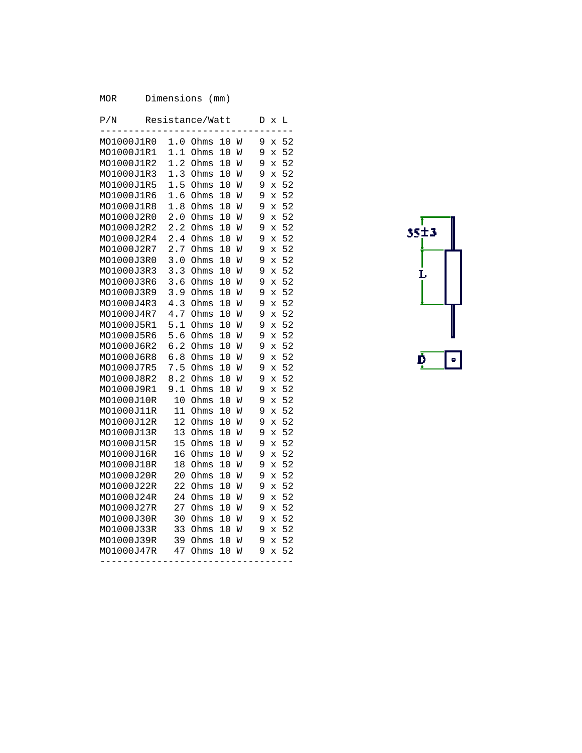MOR Dimensions (mm)

| P/N | Resistance/Watt | D x L |
|---|---|---|
| MO1000J1R0 | 1.0 Ohms 10 W | 9 x 52 |
| MO1000J1R1 | 1.1 Ohms 10 W | 9 x 52 |
| MO1000J1R2 | 1.2 Ohms 10 W | 9 x 52 |
| MO1000J1R3 | 1.3 Ohms 10 W | 9 x 52 |
| MO1000J1R5 | 1.5 Ohms 10 W | 9 x 52 |
| MO1000J1R6 | 1.6 Ohms 10 W | 9 x 52 |
| MO1000J1R8 | 1.8 Ohms 10 W | 9 x 52 |
| MO1000J2R0 | 2.0 Ohms 10 W | 9 x 52 |
| MO1000J2R2 | 2.2 Ohms 10 W | 9 x 52 |
| MO1000J2R4 | 2.4 Ohms 10 W | 9 x 52 |
| MO1000J2R7 | 2.7 Ohms 10 W | 9 x 52 |
| MO1000J3R0 | 3.0 Ohms 10 W | 9 x 52 |
| MO1000J3R3 | 3.3 Ohms 10 W | 9 x 52 |
| MO1000J3R6 | 3.6 Ohms 10 W | 9 x 52 |
| MO1000J3R9 | 3.9 Ohms 10 W | 9 x 52 |
| MO1000J4R3 | 4.3 Ohms 10 W | 9 x 52 |
| MO1000J4R7 | 4.7 Ohms 10 W | 9 x 52 |
| MO1000J5R1 | 5.1 Ohms 10 W | 9 x 52 |
| MO1000J5R6 | 5.6 Ohms 10 W | 9 x 52 |
| MO1000J6R2 | 6.2 Ohms 10 W | 9 x 52 |
| MO1000J6R8 | 6.8 Ohms 10 W | 9 x 52 |
| MO1000J7R5 | 7.5 Ohms 10 W | 9 x 52 |
| MO1000J8R2 | 8.2 Ohms 10 W | 9 x 52 |
| MO1000J9R1 | 9.1 Ohms 10 W | 9 x 52 |
| MO1000J10R | 10 Ohms 10 W | 9 x 52 |
| MO1000J11R | 11 Ohms 10 W | 9 x 52 |
| MO1000J12R | 12 Ohms 10 W | 9 x 52 |
| MO1000J13R | 13 Ohms 10 W | 9 x 52 |
| MO1000J15R | 15 Ohms 10 W | 9 x 52 |
| MO1000J16R | 16 Ohms 10 W | 9 x 52 |
| MO1000J18R | 18 Ohms 10 W | 9 x 52 |
| MO1000J20R | 20 Ohms 10 W | 9 x 52 |
| MO1000J22R | 22 Ohms 10 W | 9 x 52 |
| MO1000J24R | 24 Ohms 10 W | 9 x 52 |
| MO1000J27R | 27 Ohms 10 W | 9 x 52 |
| MO1000J30R | 30 Ohms 10 W | 9 x 52 |
| MO1000J33R | 33 Ohms 10 W | 9 x 52 |
| MO1000J39R | 39 Ohms 10 W | 9 x 52 |
| MO1000J47R | 47 Ohms 10 W | 9 x 52 |

35±3

L

D